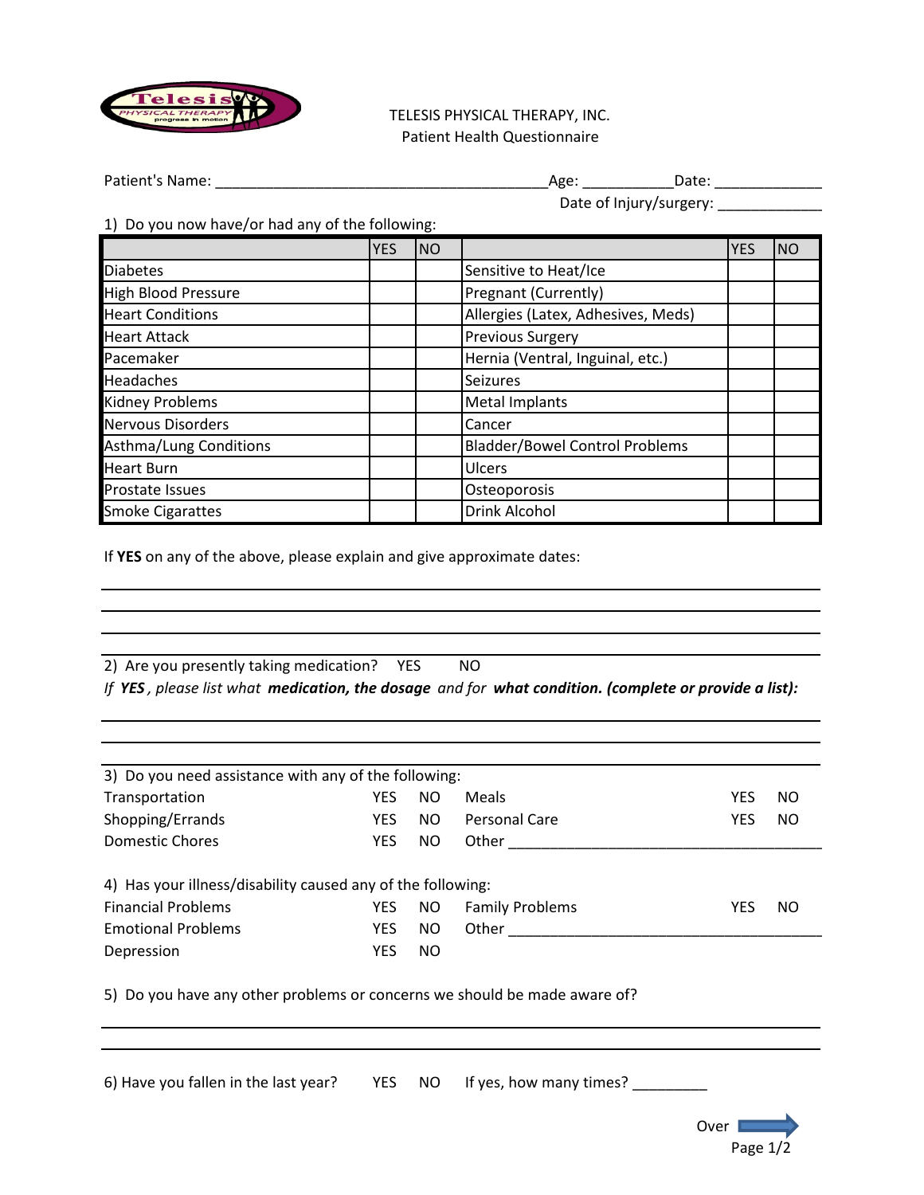TELESIS PHYSICAL THERAPY, INC.
Patient Health Questionnaire

Patient's Name: ________________________________________Age: __________Date: ____________

Date of Injury/surgery: ____________

1) Do you now have/or had any of the following:

| | YES | NO | | YES | NO |
|---|---|---|---|---|---|
| Diabetes | | | Sensitive to Heat/Ice | | |
| High Blood Pressure | | | Pregnant (Currently) | | |
| Heart Conditions | | | Allergies (Latex, Adhesives, Meds) | | |
| Heart Attack | | | Previous Surgery | | |
| Pacemaker | | | Hernia (Ventral, Inguinal, etc.) | | |
| Headaches | | | Seizures | | |
| Kidney Problems | | | Metal Implants | | |
| Nervous Disorders | | | Cancer | | |
| Asthma/Lung Conditions | | | Bladder/Bowel Control Problems | | |
| Heart Burn | | | Ulcers | | |
| Prostate Issues | | | Osteoporosis | | |
| Smoke Cigarattes | | | Drink Alcohol | | |

If **YES** on any of the above, please explain and give approximate dates:

_______________________________________________________________________________

_______________________________________________________________________________

_______________________________________________________________________________

_______________________________________________________________________________

2) Are you presently taking medication? YES NO

*If **YES**, please list what **medication, the dosage** and for **what condition. (complete or provide a list):***

_______________________________________________________________________________

_______________________________________________________________________________

_______________________________________________________________________________

3) Do you need assistance with any of the following:

| | | | | | |
|---|---|---|---|---|---|
| Transportation | YES | NO | Meals | YES | NO |
| Shopping/Errands | YES | NO | Personal Care | YES | NO |
| Domestic Chores | YES | NO | Other ______________________________ | | |

4) Has your illness/disability caused any of the following:

| | | | | | |
|---|---|---|---|---|---|
| Financial Problems | YES | NO | Family Problems | YES | NO |
| Emotional Problems | YES | NO | Other ______________________________ | | |
| Depression | YES | NO | | | |

5) Do you have any other problems or concerns we should be made aware of?

_______________________________________________________________________________

_______________________________________________________________________________

6) Have you fallen in the last year? YES NO If yes, how many times? _________

Over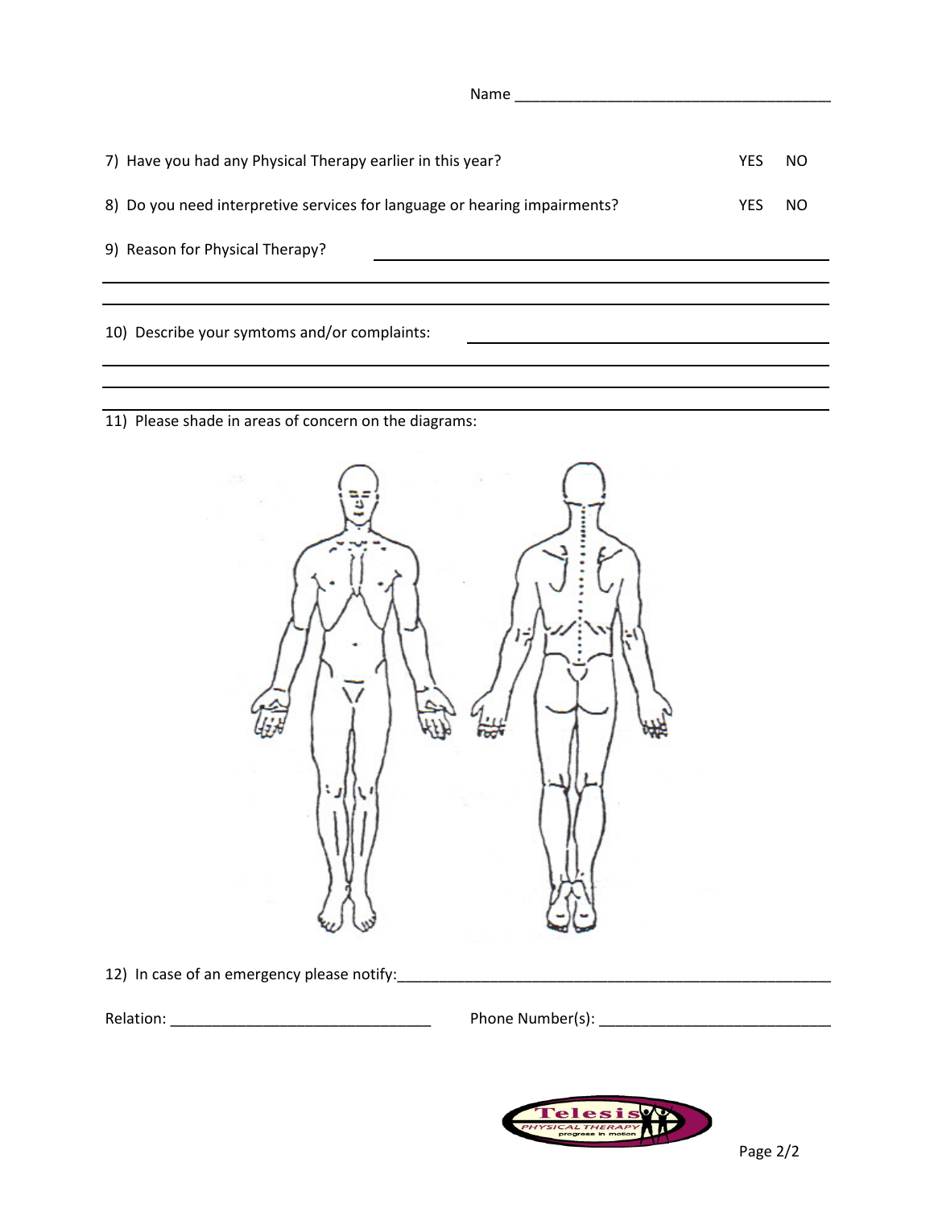Name ______________________________________

7) Have you had any Physical Therapy earlier in this year? YES NO

8) Do you need interpretive services for language or hearing impairments? YES NO

9) Reason for Physical Therapy? ______________________________________

__________________________________________________________________

__________________________________________________________________

10) Describe your symtoms and/or complaints: ______________________________

__________________________________________________________________

__________________________________________________________________

__________________________________________________________________

11) Please shade in areas of concern on the diagrams:

12) In case of an emergency please notify:______________________________________________________

Relation: _______________________________ Phone Number(s): ___________________________